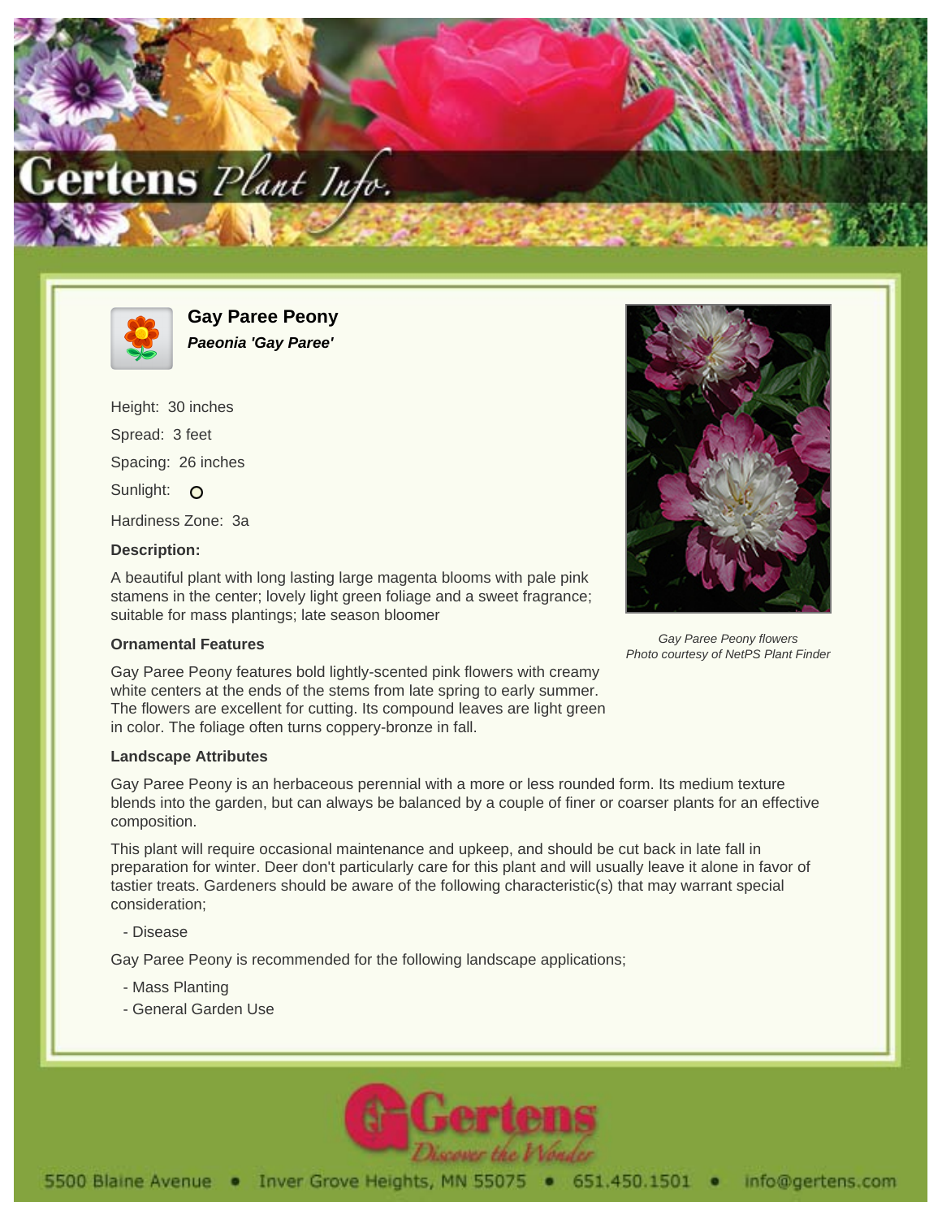# Gay Paree Peony

***Paeonia 'Gay Paree'***

Height: 30 inches

Spread: 3 feet

Spacing: 26 inches

Sunlight: O

Hardiness Zone: 3a

### Description:

A beautiful plant with long lasting large magenta blooms with pale pink stamens in the center; lovely light green foliage and a sweet fragrance; suitable for mass plantings; late season bloomer

*Gay Paree Peony flowers*
*Photo courtesy of NetPS Plant Finder*

### Ornamental Features

Gay Paree Peony features bold lightly-scented pink flowers with creamy white centers at the ends of the stems from late spring to early summer. The flowers are excellent for cutting. Its compound leaves are light green in color. The foliage often turns coppery-bronze in fall.

### Landscape Attributes

Gay Paree Peony is an herbaceous perennial with a more or less rounded form. Its medium texture blends into the garden, but can always be balanced by a couple of finer or coarser plants for an effective composition.

This plant will require occasional maintenance and upkeep, and should be cut back in late fall in preparation for winter. Deer don't particularly care for this plant and will usually leave it alone in favor of tastier treats. Gardeners should be aware of the following characteristic(s) that may warrant special consideration;

- Disease

Gay Paree Peony is recommended for the following landscape applications;

- Mass Planting
- General Garden Use

5500 Blaine Avenue • Inver Grove Heights, MN 55075 • 651.450.1501 • info@gertens.com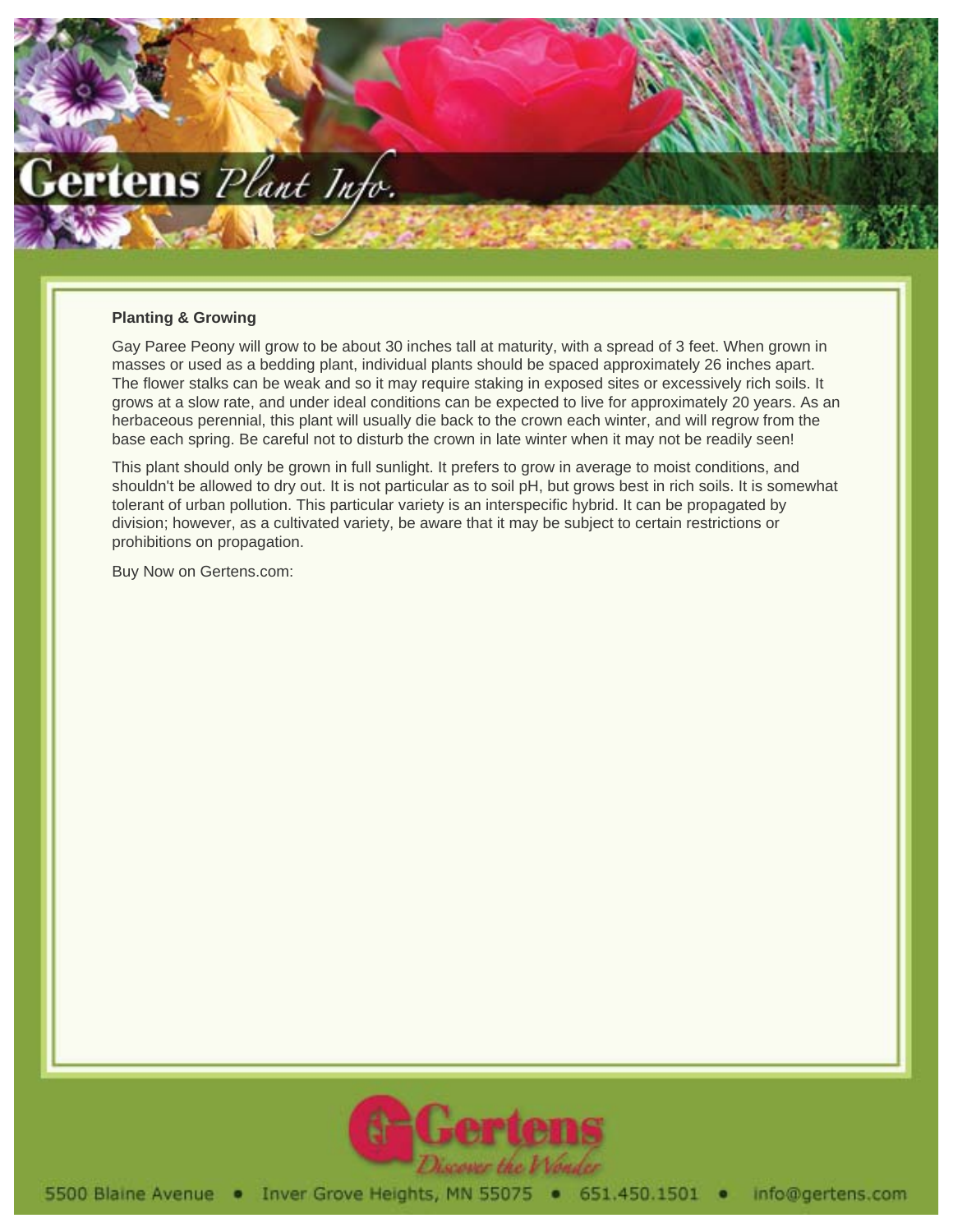### Planting & Growing

Gay Paree Peony will grow to be about 30 inches tall at maturity, with a spread of 3 feet. When grown in masses or used as a bedding plant, individual plants should be spaced approximately 26 inches apart. The flower stalks can be weak and so it may require staking in exposed sites or excessively rich soils. It grows at a slow rate, and under ideal conditions can be expected to live for approximately 20 years. As an herbaceous perennial, this plant will usually die back to the crown each winter, and will regrow from the base each spring. Be careful not to disturb the crown in late winter when it may not be readily seen!

This plant should only be grown in full sunlight. It prefers to grow in average to moist conditions, and shouldn't be allowed to dry out. It is not particular as to soil pH, but grows best in rich soils. It is somewhat tolerant of urban pollution. This particular variety is an interspecific hybrid. It can be propagated by division; however, as a cultivated variety, be aware that it may be subject to certain restrictions or prohibitions on propagation.

Buy Now on Gertens.com: